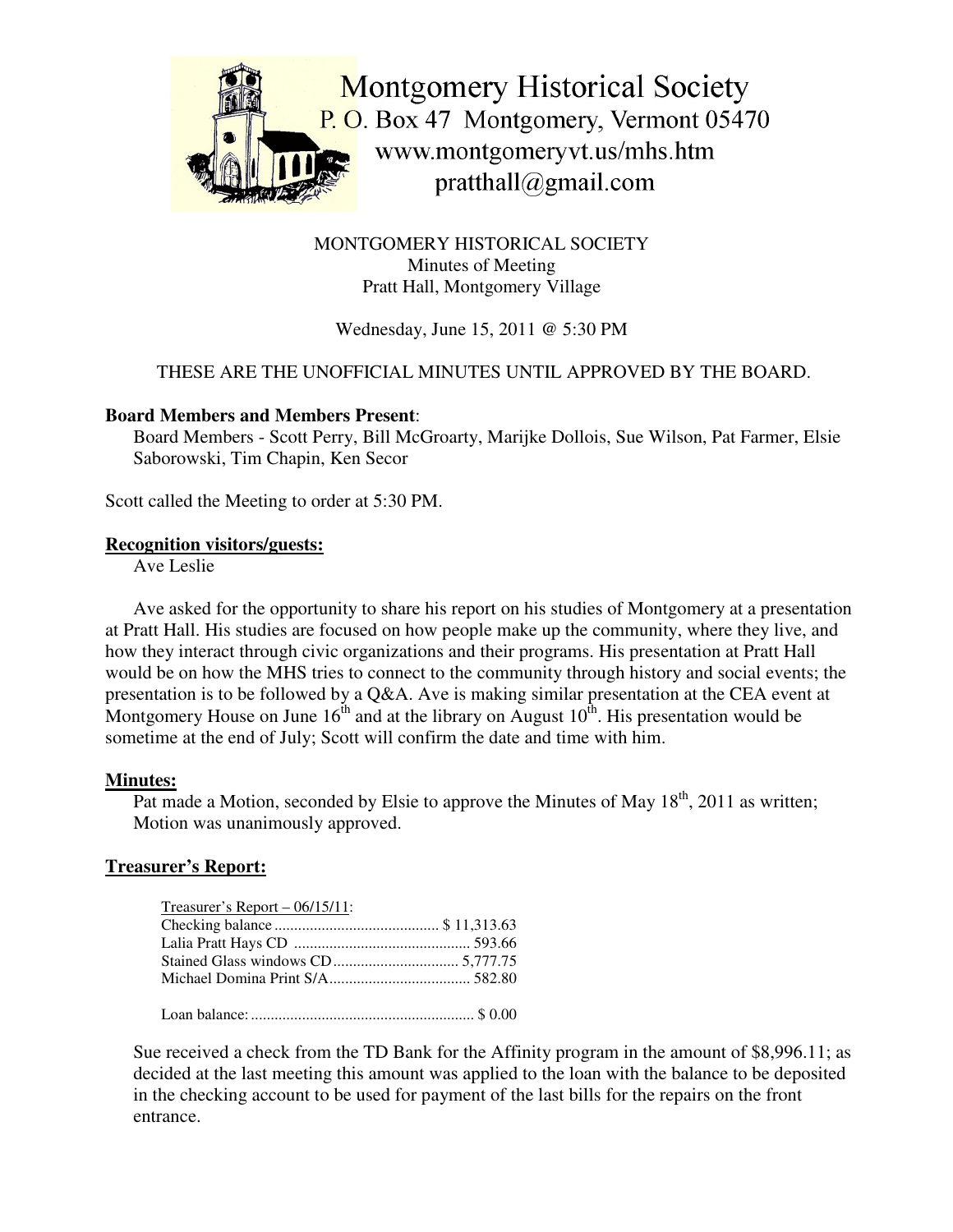Montgomery Historical Society
P. O. Box 47 Montgomery, Vermont 05470
www.montgomeryvt.us/mhs.htm
pratthall@gmail.com

MONTGOMERY HISTORICAL SOCIETY
Minutes of Meeting
Pratt Hall, Montgomery Village

Wednesday, June 15, 2011 @ 5:30 PM

THESE ARE THE UNOFFICIAL MINUTES UNTIL APPROVED BY THE BOARD.

**Board Members and Members Present**:
Board Members - Scott Perry, Bill McGroarty, Marijke Dollois, Sue Wilson, Pat Farmer, Elsie Saborowski, Tim Chapin, Ken Secor

Scott called the Meeting to order at 5:30 PM.

**Recognition visitors/guests:**

Ave Leslie

Ave asked for the opportunity to share his report on his studies of Montgomery at a presentation at Pratt Hall. His studies are focused on how people make up the community, where they live, and how they interact through civic organizations and their programs. His presentation at Pratt Hall would be on how the MHS tries to connect to the community through history and social events; the presentation is to be followed by a Q&A. Ave is making similar presentation at the CEA event at Montgomery House on June 16th and at the library on August 10th. His presentation would be sometime at the end of July; Scott will confirm the date and time with him.

**Minutes:**

Pat made a Motion, seconded by Elsie to approve the Minutes of May 18th, 2011 as written; Motion was unanimously approved.

**Treasurer's Report:**

Treasurer's Report – 06/15/11:

| | |
|---|---|
| Checking balance | $ 11,313.63 |
| Lalia Pratt Hays CD | 593.66 |
| Stained Glass windows CD | 5,777.75 |
| Michael Domina Print S/A | 582.80 |
| | |
| Loan balance: | $ 0.00 |

Sue received a check from the TD Bank for the Affinity program in the amount of $8,996.11; as decided at the last meeting this amount was applied to the loan with the balance to be deposited in the checking account to be used for payment of the last bills for the repairs on the front entrance.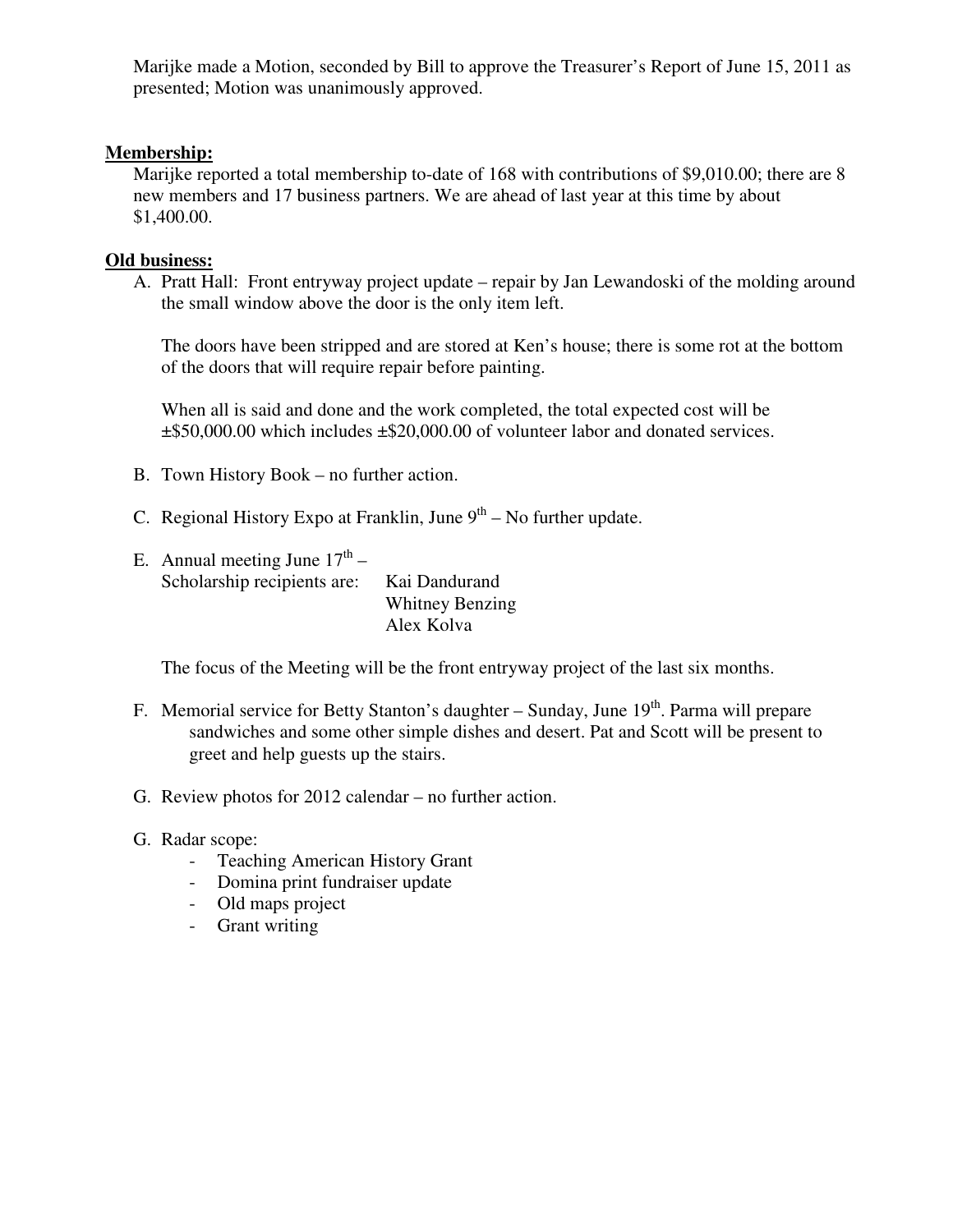Marijke made a Motion, seconded by Bill to approve the Treasurer's Report of June 15, 2011 as presented; Motion was unanimously approved.

**Membership:**

Marijke reported a total membership to-date of 168 with contributions of $9,010.00; there are 8 new members and 17 business partners. We are ahead of last year at this time by about $1,400.00.

**Old business:**

A. Pratt Hall: Front entryway project update – repair by Jan Lewandoski of the molding around the small window above the door is the only item left.

   The doors have been stripped and are stored at Ken's house; there is some rot at the bottom of the doors that will require repair before painting.

   When all is said and done and the work completed, the total expected cost will be ±$50,000.00 which includes ±$20,000.00 of volunteer labor and donated services.

B. Town History Book – no further action.

C. Regional History Expo at Franklin, June 9th – No further update.

E. Annual meeting June 17th –
   Scholarship recipients are: Kai Dandurand
   Whitney Benzing
   Alex Kolva

   The focus of the Meeting will be the front entryway project of the last six months.

F. Memorial service for Betty Stanton's daughter – Sunday, June 19th. Parma will prepare sandwiches and some other simple dishes and desert. Pat and Scott will be present to greet and help guests up the stairs.

G. Review photos for 2012 calendar – no further action.

G. Radar scope:
   - Teaching American History Grant
   - Domina print fundraiser update
   - Old maps project
   - Grant writing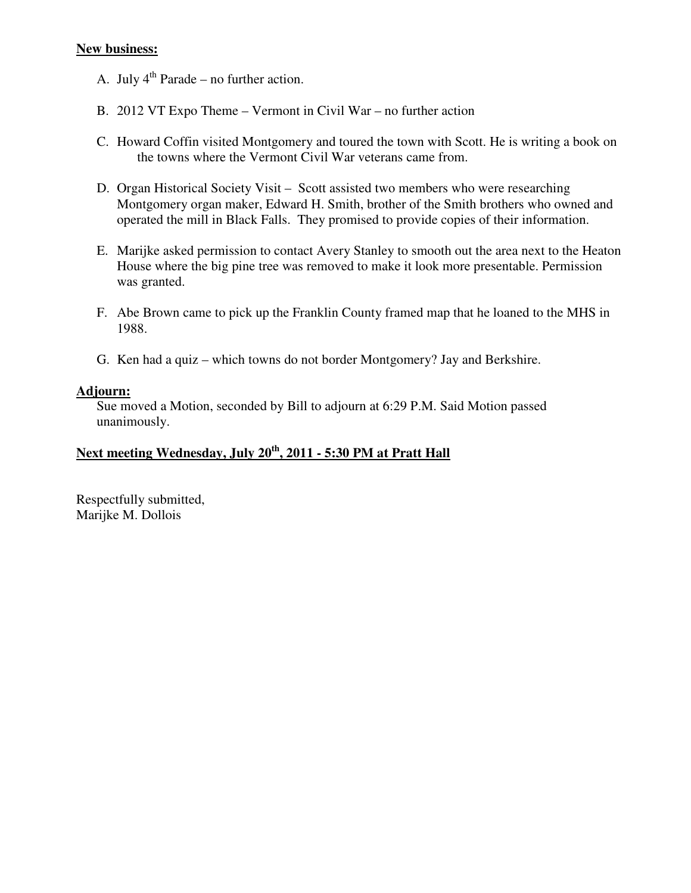**New business:**

A. July 4th Parade – no further action.

B. 2012 VT Expo Theme – Vermont in Civil War – no further action

C. Howard Coffin visited Montgomery and toured the town with Scott. He is writing a book on the towns where the Vermont Civil War veterans came from.

D. Organ Historical Society Visit – Scott assisted two members who were researching Montgomery organ maker, Edward H. Smith, brother of the Smith brothers who owned and operated the mill in Black Falls. They promised to provide copies of their information.

E. Marijke asked permission to contact Avery Stanley to smooth out the area next to the Heaton House where the big pine tree was removed to make it look more presentable. Permission was granted.

F. Abe Brown came to pick up the Franklin County framed map that he loaned to the MHS in 1988.

G. Ken had a quiz – which towns do not border Montgomery? Jay and Berkshire.

**Adjourn:**

Sue moved a Motion, seconded by Bill to adjourn at 6:29 P.M. Said Motion passed unanimously.

**Next meeting Wednesday, July 20th, 2011 - 5:30 PM at Pratt Hall**

Respectfully submitted,
Marijke M. Dollois